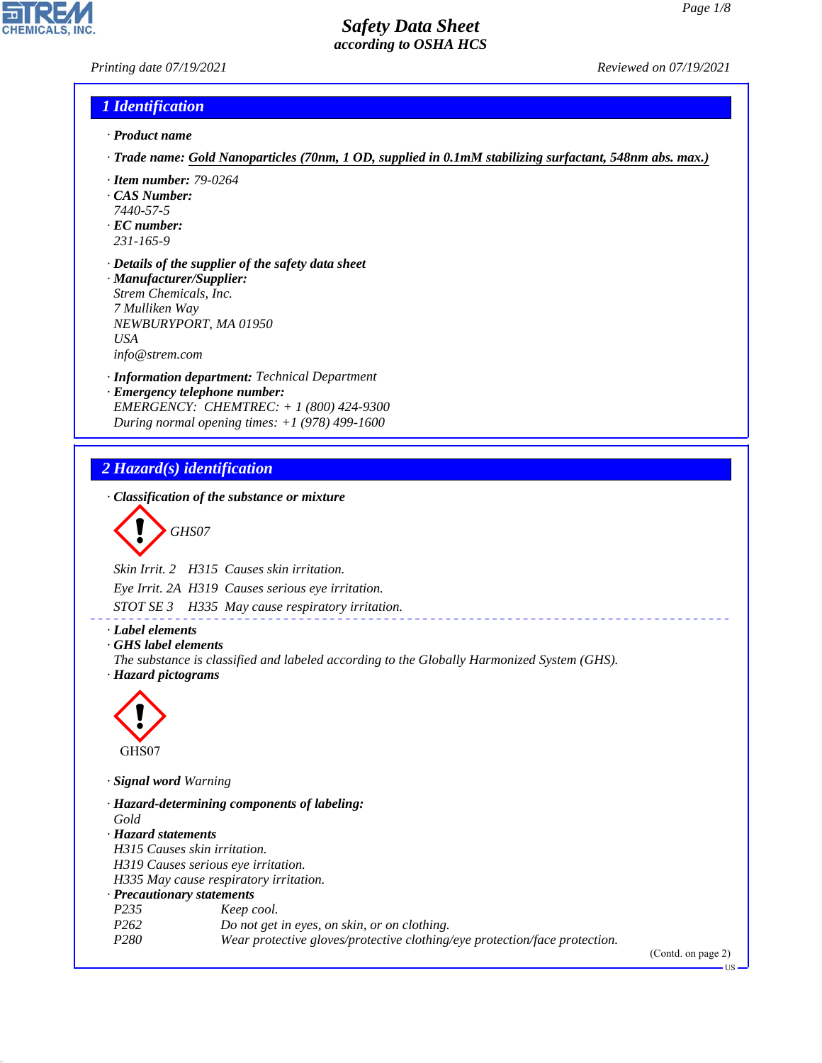# Safety Data Sheet
## according to OSHA HCS

Printing date 07/19/2021 Reviewed on 07/19/2021

## 1 Identification

· **Product name**

· **Trade name:** Gold Nanoparticles (70nm, 1 OD, supplied in 0.1mM stabilizing surfactant, 548nm abs. max.)

· **Item number:** 79-0264
· **CAS Number:**
7440-57-5
· **EC number:**
231-165-9

· **Details of the supplier of the safety data sheet**
· **Manufacturer/Supplier:**
Strem Chemicals, Inc.
7 Mulliken Way
NEWBURYPORT, MA 01950
USA
info@strem.com

· **Information department:** Technical Department
· **Emergency telephone number:**
EMERGENCY: CHEMTREC: + 1 (800) 424-9300
During normal opening times: +1 (978) 499-1600

## 2 Hazard(s) identification

· **Classification of the substance or mixture**

GHS07

Skin Irrit. 2 H315 Causes skin irritation.

Eye Irrit. 2A H319 Causes serious eye irritation.

STOT SE 3 H335 May cause respiratory irritation.

· **Label elements**
· **GHS label elements**
The substance is classified and labeled according to the Globally Harmonized System (GHS).
· **Hazard pictograms**

GHS07

· **Signal word** Warning

· **Hazard-determining components of labeling:**
Gold
· **Hazard statements**
H315 Causes skin irritation.
H319 Causes serious eye irritation.
H335 May cause respiratory irritation.
· **Precautionary statements**

| | |
|---|---|
| P235 | Keep cool. |
| P262 | Do not get in eyes, on skin, or on clothing. |
| P280 | Wear protective gloves/protective clothing/eye protection/face protection. |

(Contd. on page 2)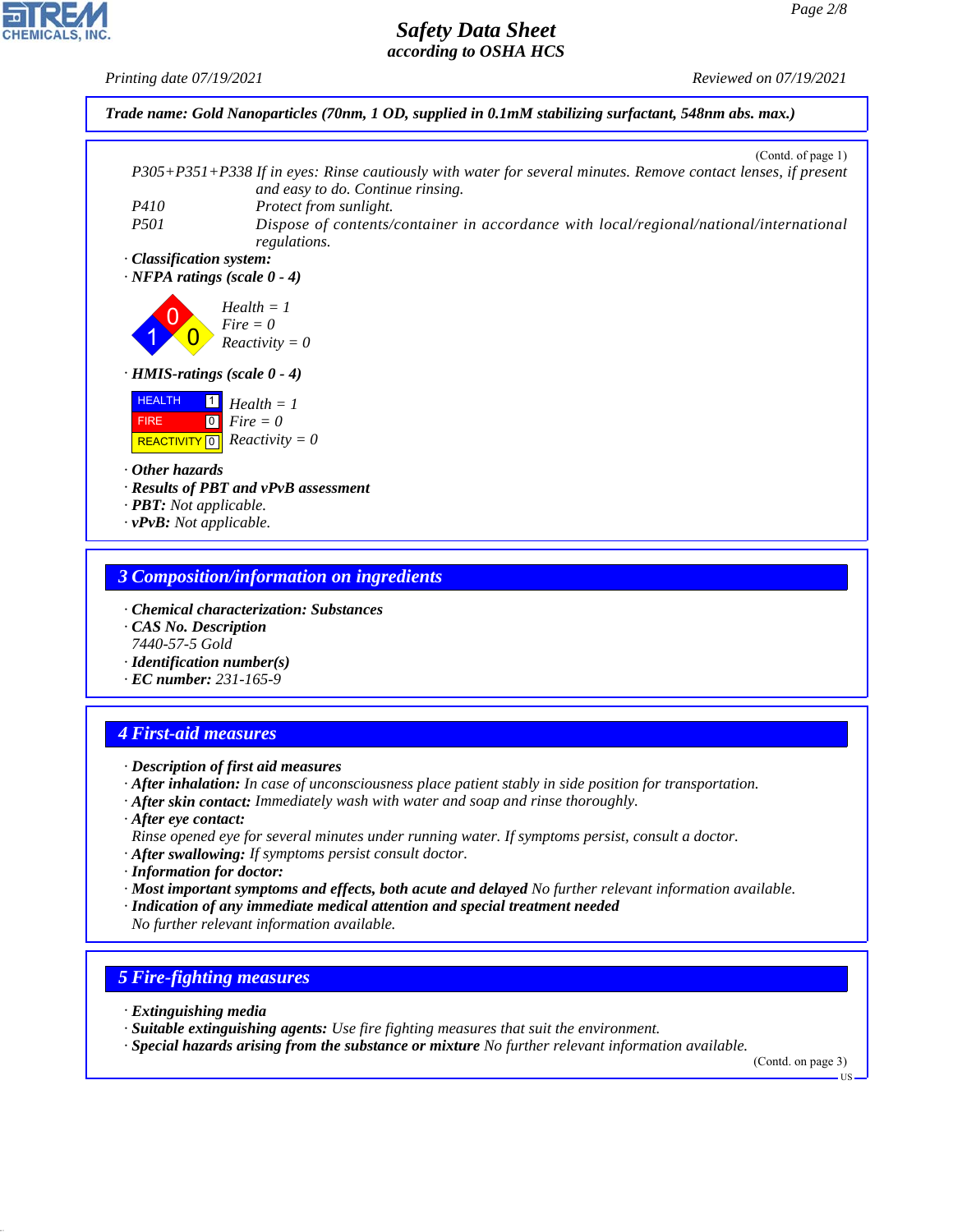**Trade name: Gold Nanoparticles (70nm, 1 OD, supplied in 0.1mM stabilizing surfactant, 548nm abs. max.)**

(Contd. of page 1)

P305+P351+P338 If in eyes: Rinse cautiously with water for several minutes. Remove contact lenses, if present and easy to do. Continue rinsing.

P410 Protect from sunlight.

P501 Dispose of contents/container in accordance with local/regional/national/international regulations.

· **Classification system:**

· **NFPA ratings (scale 0 - 4)**

Health = 1
Fire = 0
Reactivity = 0

· **HMIS-ratings (scale 0 - 4)**

| | | |
|---|---|---|
| HEALTH | 1 | Health = 1 |
| FIRE | 0 | Fire = 0 |
| REACTIVITY | 0 | Reactivity = 0 |

· **Other hazards**

· **Results of PBT and vPvB assessment**

· **PBT:** Not applicable.

· **vPvB:** Not applicable.

## 3 Composition/information on ingredients

· **Chemical characterization: Substances**

· **CAS No. Description**

7440-57-5 Gold

· **Identification number(s)**

· **EC number:** 231-165-9

## 4 First-aid measures

· **Description of first aid measures**

· **After inhalation:** In case of unconsciousness place patient stably in side position for transportation.

· **After skin contact:** Immediately wash with water and soap and rinse thoroughly.

· **After eye contact:**

Rinse opened eye for several minutes under running water. If symptoms persist, consult a doctor.

· **After swallowing:** If symptoms persist consult doctor.

· **Information for doctor:**

· **Most important symptoms and effects, both acute and delayed** No further relevant information available.

· **Indication of any immediate medical attention and special treatment needed**

No further relevant information available.

## 5 Fire-fighting measures

· **Extinguishing media**

· **Suitable extinguishing agents:** Use fire fighting measures that suit the environment.

· **Special hazards arising from the substance or mixture** No further relevant information available.

(Contd. on page 3)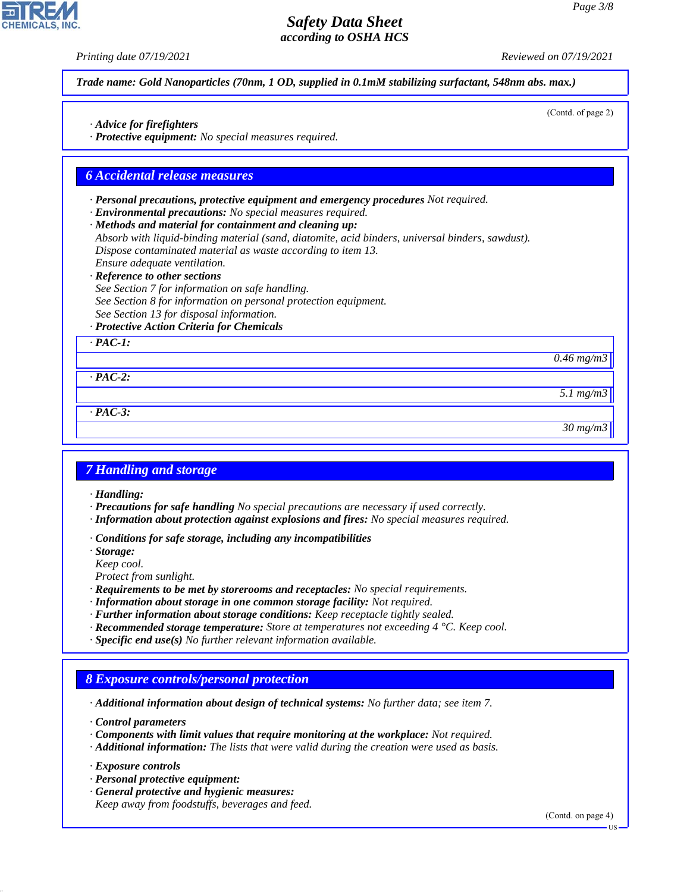*Trade name: Gold Nanoparticles (70nm, 1 OD, supplied in 0.1mM stabilizing surfactant, 548nm abs. max.)*

(Contd. of page 2)

· **Advice for firefighters**
· **Protective equipment:** No special measures required.

## 6 Accidental release measures

· **Personal precautions, protective equipment and emergency procedures** Not required.
· **Environmental precautions:** No special measures required.
· **Methods and material for containment and cleaning up:**
Absorb with liquid-binding material (sand, diatomite, acid binders, universal binders, sawdust).
Dispose contaminated material as waste according to item 13.
Ensure adequate ventilation.
· **Reference to other sections**
See Section 7 for information on safe handling.
See Section 8 for information on personal protection equipment.
See Section 13 for disposal information.
· **Protective Action Criteria for Chemicals**

| | |
|---|---|
| · **PAC-1:** | |
| | 0.46 mg/m3 |
| · **PAC-2:** | |
| | 5.1 mg/m3 |
| · **PAC-3:** | |
| | 30 mg/m3 |

## 7 Handling and storage

· **Handling:**
· **Precautions for safe handling** No special precautions are necessary if used correctly.
· **Information about protection against explosions and fires:** No special measures required.

· **Conditions for safe storage, including any incompatibilities**
· **Storage:**
Keep cool.
Protect from sunlight.
· **Requirements to be met by storerooms and receptacles:** No special requirements.
· **Information about storage in one common storage facility:** Not required.
· **Further information about storage conditions:** Keep receptacle tightly sealed.
· **Recommended storage temperature:** Store at temperatures not exceeding 4 °C. Keep cool.
· **Specific end use(s)** No further relevant information available.

## 8 Exposure controls/personal protection

· **Additional information about design of technical systems:** No further data; see item 7.

· **Control parameters**
· **Components with limit values that require monitoring at the workplace:** Not required.
· **Additional information:** The lists that were valid during the creation were used as basis.

· **Exposure controls**
· **Personal protective equipment:**
· **General protective and hygienic measures:**
Keep away from foodstuffs, beverages and feed.

(Contd. on page 4)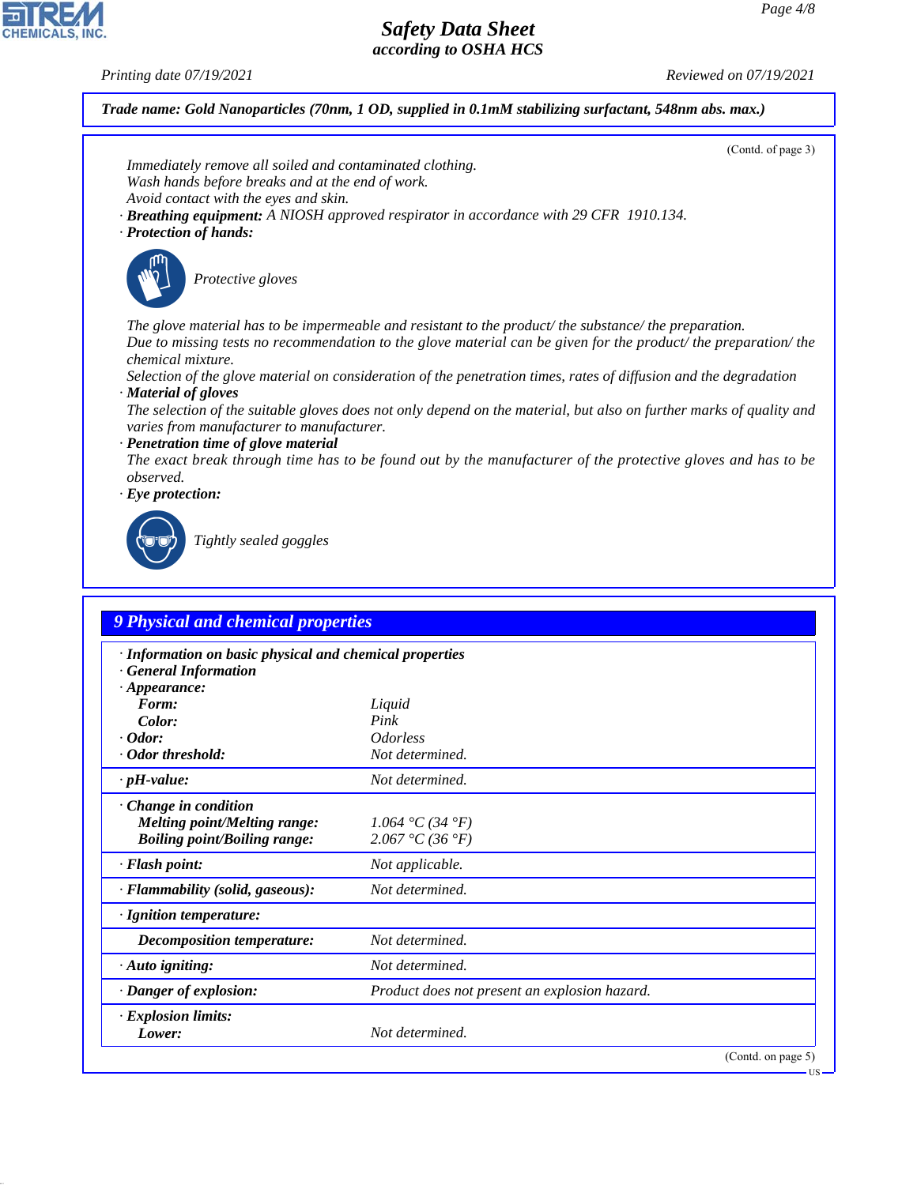**Trade name: Gold Nanoparticles (70nm, 1 OD, supplied in 0.1mM stabilizing surfactant, 548nm abs. max.)**

(Contd. of page 3)

Immediately remove all soiled and contaminated clothing.
Wash hands before breaks and at the end of work.
Avoid contact with the eyes and skin.

· **Breathing equipment:** A NIOSH approved respirator in accordance with 29 CFR 1910.134.

· **Protection of hands:**

Protective gloves

The glove material has to be impermeable and resistant to the product/ the substance/ the preparation.
Due to missing tests no recommendation to the glove material can be given for the product/ the preparation/ the chemical mixture.
Selection of the glove material on consideration of the penetration times, rates of diffusion and the degradation

· **Material of gloves**

The selection of the suitable gloves does not only depend on the material, but also on further marks of quality and varies from manufacturer to manufacturer.

· **Penetration time of glove material**

The exact break through time has to be found out by the manufacturer of the protective gloves and has to be observed.

· **Eye protection:**

Tightly sealed goggles

## 9 Physical and chemical properties

| | |
|---|---|
| · **Information on basic physical and chemical properties** | |
| · **General Information** | |
| · **Appearance:** | |
| **Form:** | Liquid |
| **Color:** | Pink |
| · **Odor:** | Odorless |
| · **Odor threshold:** | Not determined. |
| · **pH-value:** | Not determined. |
| · **Change in condition** | |
| **Melting point/Melting range:** | 1.064 °C (34 °F) |
| **Boiling point/Boiling range:** | 2.067 °C (36 °F) |
| · **Flash point:** | Not applicable. |
| · **Flammability (solid, gaseous):** | Not determined. |
| · **Ignition temperature:** | |
| **Decomposition temperature:** | Not determined. |
| · **Auto igniting:** | Not determined. |
| · **Danger of explosion:** | Product does not present an explosion hazard. |
| · **Explosion limits:** | |
| **Lower:** | Not determined. |

(Contd. on page 5)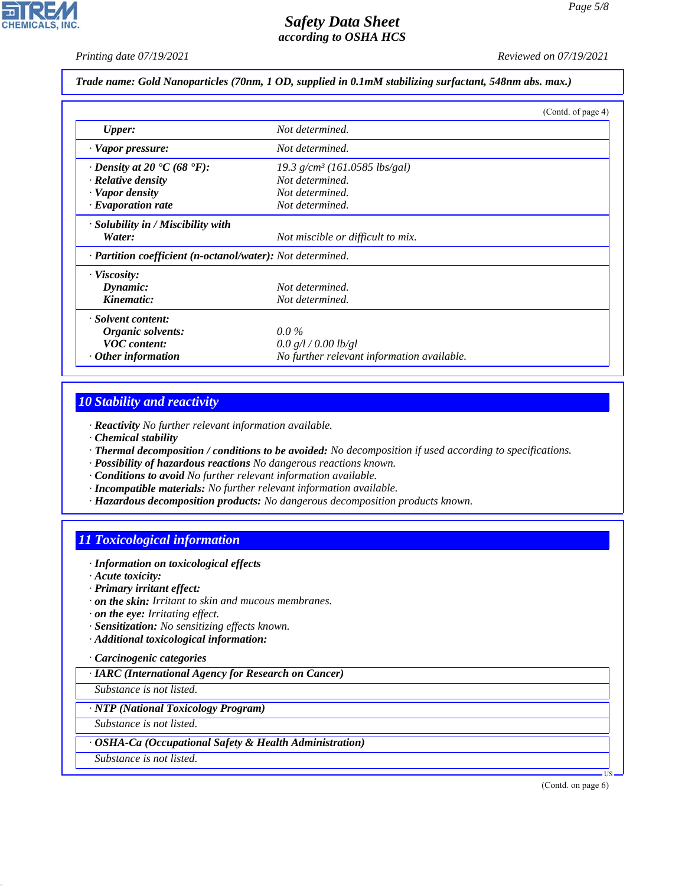**Trade name: Gold Nanoparticles (70nm, 1 OD, supplied in 0.1mM stabilizing surfactant, 548nm abs. max.)**

(Contd. of page 4)

| | |
|---|---|
| **Upper:** | Not determined. |
| · **Vapor pressure:** | Not determined. |
| · **Density at 20 °C (68 °F):** | 19.3 g/cm³ (161.0585 lbs/gal) |
| · **Relative density** | Not determined. |
| · **Vapor density** | Not determined. |
| · **Evaporation rate** | Not determined. |
| · **Solubility in / Miscibility with** | |
| **Water:** | Not miscible or difficult to mix. |
| · **Partition coefficient (n-octanol/water):** | Not determined. |
| · **Viscosity:** | |
| **Dynamic:** | Not determined. |
| **Kinematic:** | Not determined. |
| · **Solvent content:** | |
| **Organic solvents:** | 0.0 % |
| **VOC content:** | 0.0 g/l / 0.00 lb/gl |
| · **Other information** | No further relevant information available. |

## 10 Stability and reactivity

· **Reactivity** No further relevant information available.
· **Chemical stability**
· **Thermal decomposition / conditions to be avoided:** No decomposition if used according to specifications.
· **Possibility of hazardous reactions** No dangerous reactions known.
· **Conditions to avoid** No further relevant information available.
· **Incompatible materials:** No further relevant information available.
· **Hazardous decomposition products:** No dangerous decomposition products known.

## 11 Toxicological information

· **Information on toxicological effects**
· **Acute toxicity:**
· **Primary irritant effect:**
· **on the skin:** Irritant to skin and mucous membranes.
· **on the eye:** Irritating effect.
· **Sensitization:** No sensitizing effects known.
· **Additional toxicological information:**

· **Carcinogenic categories**

· **IARC (International Agency for Research on Cancer)**

Substance is not listed.

· **NTP (National Toxicology Program)**

Substance is not listed.

· **OSHA-Ca (Occupational Safety & Health Administration)**

Substance is not listed.

(Contd. on page 6)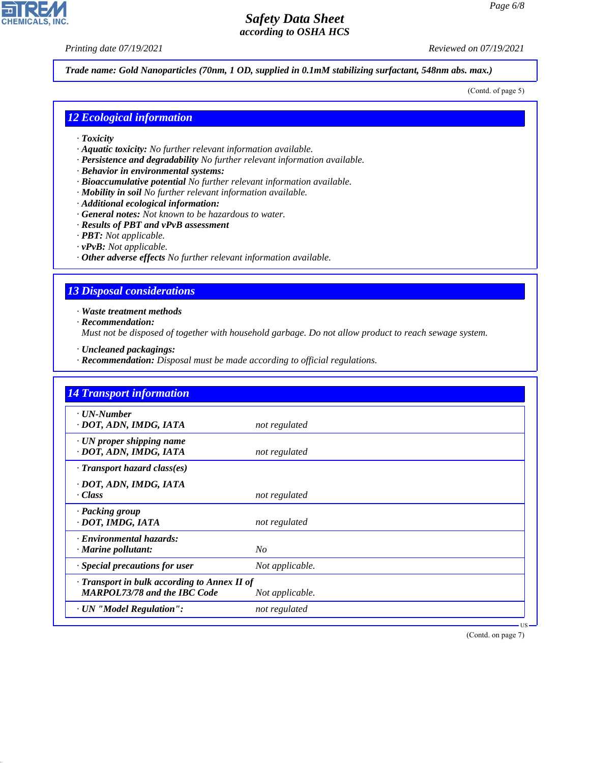*Trade name: Gold Nanoparticles (70nm, 1 OD, supplied in 0.1mM stabilizing surfactant, 548nm abs. max.)*

(Contd. of page 5)

## 12 Ecological information

- ***Toxicity***
- ***Aquatic toxicity:*** *No further relevant information available.*
- ***Persistence and degradability*** *No further relevant information available.*
- ***Behavior in environmental systems:***
- ***Bioaccumulative potential*** *No further relevant information available.*
- ***Mobility in soil*** *No further relevant information available.*
- ***Additional ecological information:***
- ***General notes:*** *Not known to be hazardous to water.*
- ***Results of PBT and vPvB assessment***
- ***PBT:*** *Not applicable.*
- ***vPvB:*** *Not applicable.*
- ***Other adverse effects*** *No further relevant information available.*

## 13 Disposal considerations

- ***Waste treatment methods***
- ***Recommendation:***
  *Must not be disposed of together with household garbage. Do not allow product to reach sewage system.*
- ***Uncleaned packagings:***
- ***Recommendation:*** *Disposal must be made according to official regulations.*

## 14 Transport information

| | |
|---|---|
| ***· UN-Number***<br>***· DOT, ADN, IMDG, IATA*** | *not regulated* |
| ***· UN proper shipping name***<br>***· DOT, ADN, IMDG, IATA*** | *not regulated* |
| ***· Transport hazard class(es)***<br>***· DOT, ADN, IMDG, IATA***<br>***· Class*** | *not regulated* |
| ***· Packing group***<br>***· DOT, IMDG, IATA*** | *not regulated* |
| ***· Environmental hazards:***<br>***· Marine pollutant:*** | *No* |
| ***· Special precautions for user*** | *Not applicable.* |
| ***· Transport in bulk according to Annex II of MARPOL73/78 and the IBC Code*** | *Not applicable.* |
| ***· UN "Model Regulation":*** | *not regulated* |

(Contd. on page 7)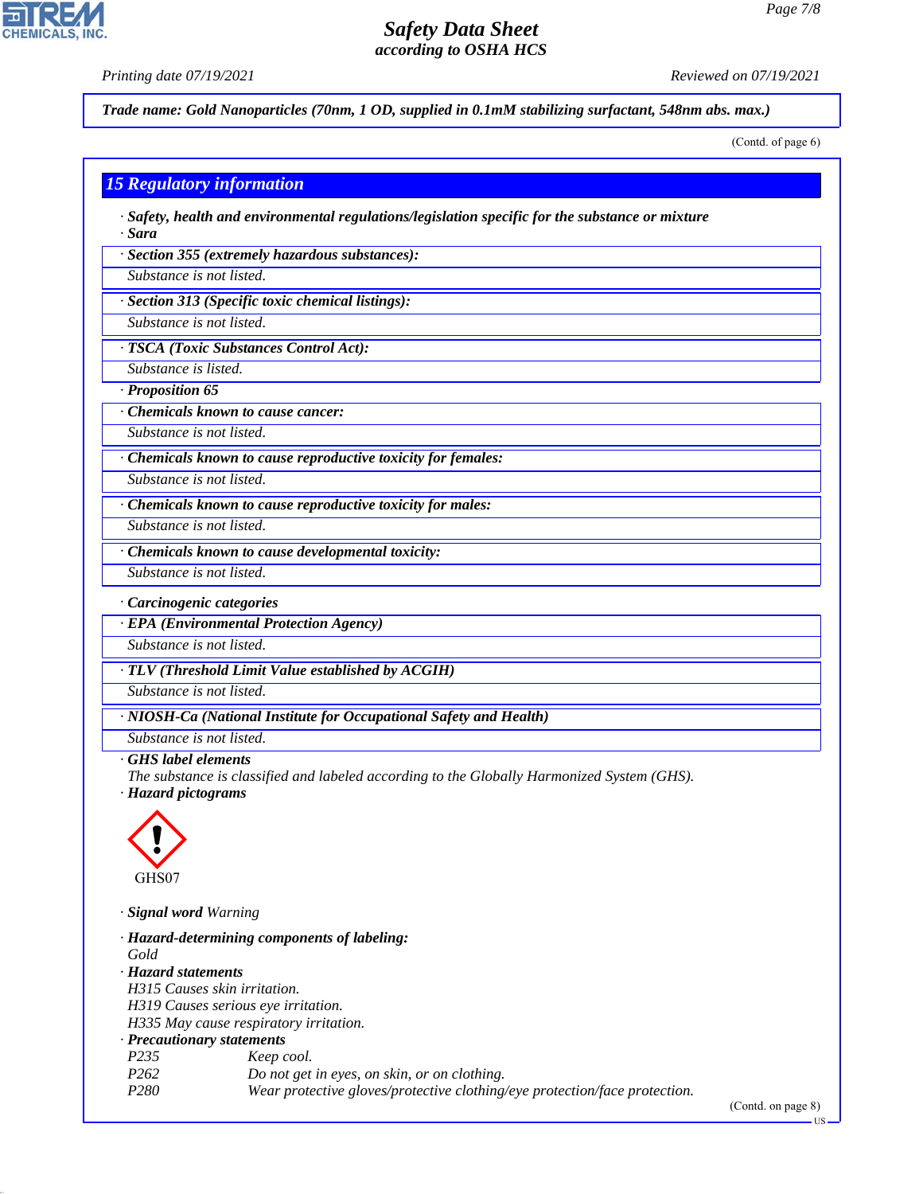Trade name: Gold Nanoparticles (70nm, 1 OD, supplied in 0.1mM stabilizing surfactant, 548nm abs. max.)

(Contd. of page 6)

## 15 Regulatory information

· **Safety, health and environmental regulations/legislation specific for the substance or mixture**
· **Sara**

· **Section 355 (extremely hazardous substances):**
Substance is not listed.

· **Section 313 (Specific toxic chemical listings):**
Substance is not listed.

· **TSCA (Toxic Substances Control Act):**
Substance is listed.

· **Proposition 65**

· **Chemicals known to cause cancer:**
Substance is not listed.

· **Chemicals known to cause reproductive toxicity for females:**
Substance is not listed.

· **Chemicals known to cause reproductive toxicity for males:**
Substance is not listed.

· **Chemicals known to cause developmental toxicity:**
Substance is not listed.

· **Carcinogenic categories**

· **EPA (Environmental Protection Agency)**
Substance is not listed.

· **TLV (Threshold Limit Value established by ACGIH)**
Substance is not listed.

· **NIOSH-Ca (National Institute for Occupational Safety and Health)**
Substance is not listed.

· **GHS label elements**
The substance is classified and labeled according to the Globally Harmonized System (GHS).

· **Hazard pictograms**

GHS07

· **Signal word** Warning

· **Hazard-determining components of labeling:**
Gold

· **Hazard statements**
H315 Causes skin irritation.
H319 Causes serious eye irritation.
H335 May cause respiratory irritation.

· **Precautionary statements**

| | |
|---|---|
| P235 | Keep cool. |
| P262 | Do not get in eyes, on skin, or on clothing. |
| P280 | Wear protective gloves/protective clothing/eye protection/face protection. |

(Contd. on page 8)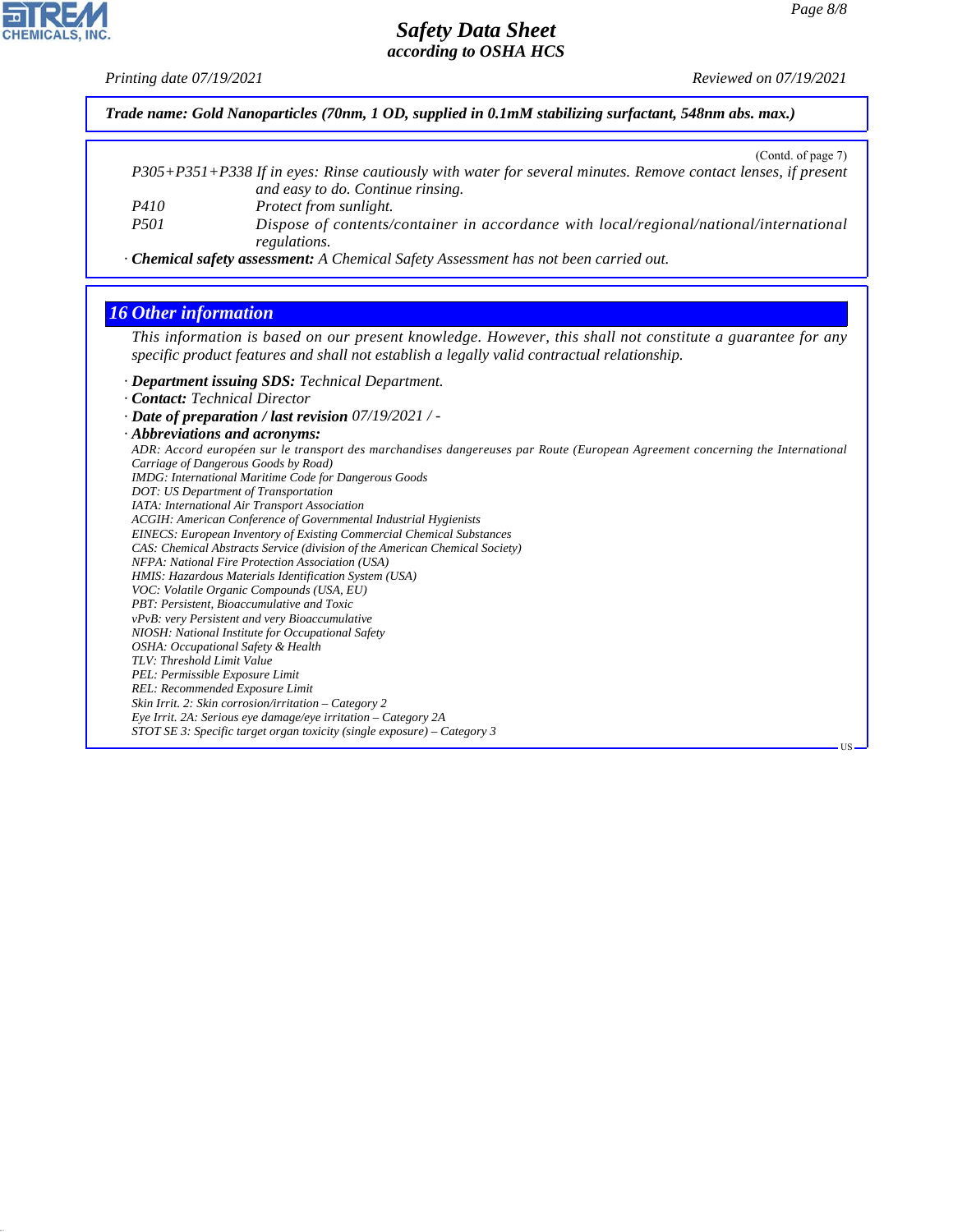**Trade name: Gold Nanoparticles (70nm, 1 OD, supplied in 0.1mM stabilizing surfactant, 548nm abs. max.)**

(Contd. of page 7)

P305+P351+P338 If in eyes: Rinse cautiously with water for several minutes. Remove contact lenses, if present and easy to do. Continue rinsing.

P410 Protect from sunlight.

P501 Dispose of contents/container in accordance with local/regional/national/international regulations.

· **Chemical safety assessment:** A Chemical Safety Assessment has not been carried out.

## 16 Other information

This information is based on our present knowledge. However, this shall not constitute a guarantee for any specific product features and shall not establish a legally valid contractual relationship.

· **Department issuing SDS:** Technical Department.
· **Contact:** Technical Director
· **Date of preparation / last revision** 07/19/2021 / -
· **Abbreviations and acronyms:**

ADR: Accord européen sur le transport des marchandises dangereuses par Route (European Agreement concerning the International Carriage of Dangerous Goods by Road)
IMDG: International Maritime Code for Dangerous Goods
DOT: US Department of Transportation
IATA: International Air Transport Association
ACGIH: American Conference of Governmental Industrial Hygienists
EINECS: European Inventory of Existing Commercial Chemical Substances
CAS: Chemical Abstracts Service (division of the American Chemical Society)
NFPA: National Fire Protection Association (USA)
HMIS: Hazardous Materials Identification System (USA)
VOC: Volatile Organic Compounds (USA, EU)
PBT: Persistent, Bioaccumulative and Toxic
vPvB: very Persistent and very Bioaccumulative
NIOSH: National Institute for Occupational Safety
OSHA: Occupational Safety & Health
TLV: Threshold Limit Value
PEL: Permissible Exposure Limit
REL: Recommended Exposure Limit
Skin Irrit. 2: Skin corrosion/irritation – Category 2
Eye Irrit. 2A: Serious eye damage/eye irritation – Category 2A
STOT SE 3: Specific target organ toxicity (single exposure) – Category 3

US